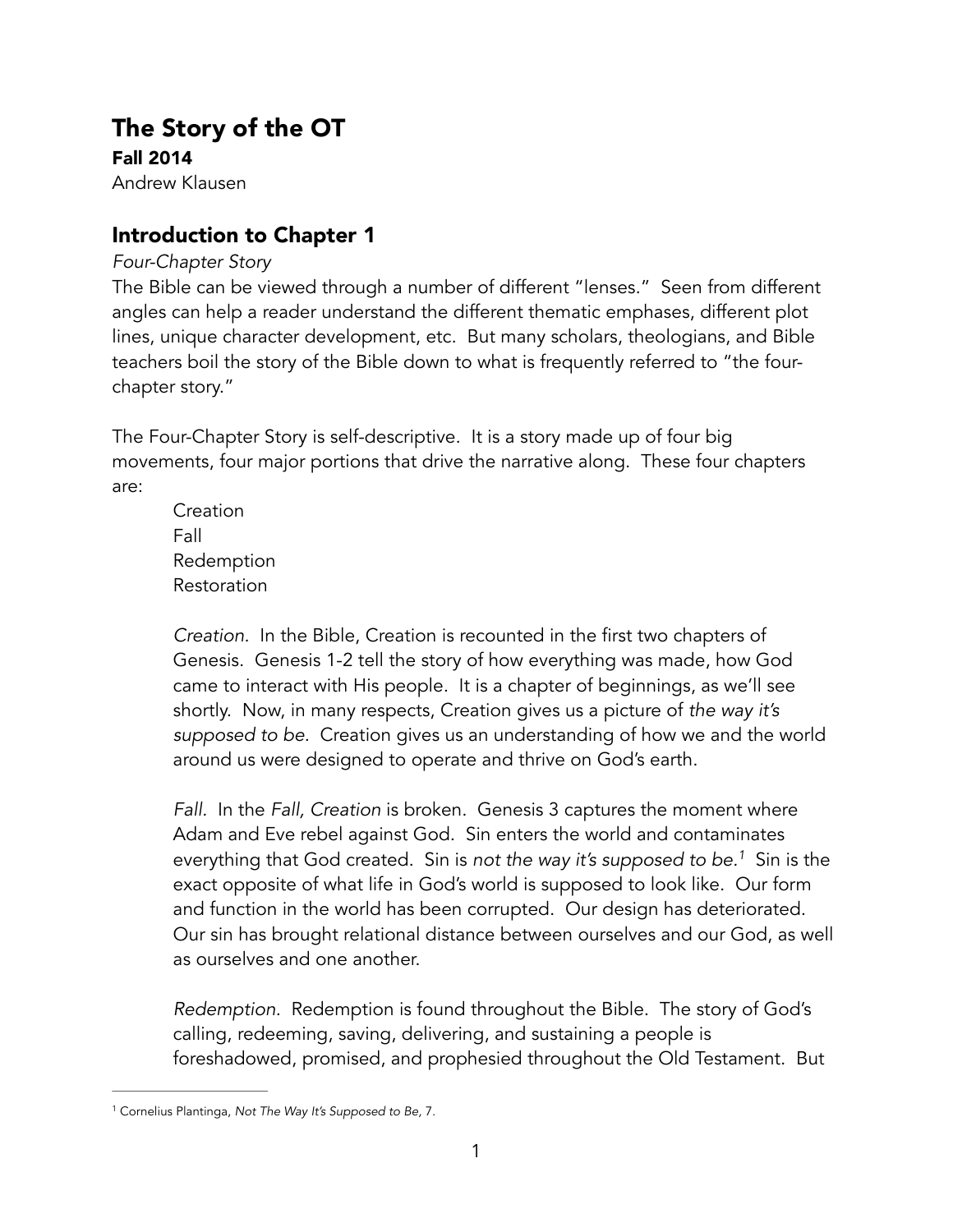# The Story of the OT

### Fall 2014

Andrew Klausen

## Introduction to Chapter 1

*Four-Chapter Story*

The Bible can be viewed through a number of different "lenses." Seen from different angles can help a reader understand the different thematic emphases, different plot lines, unique character development, etc. But many scholars, theologians, and Bible teachers boil the story of the Bible down to what is frequently referred to "the four-chapter story."

The Four-Chapter Story is self-descriptive. It is a story made up of four big movements, four major portions that drive the narrative along. These four chapters are:

Creation
Fall
Redemption
Restoration

*Creation.* In the Bible, Creation is recounted in the first two chapters of Genesis. Genesis 1-2 tell the story of how everything was made, how God came to interact with His people. It is a chapter of beginnings, as we'll see shortly. Now, in many respects, Creation gives us a picture of *the way it's supposed to be.* Creation gives us an understanding of how we and the world around us were designed to operate and thrive on God's earth.

*Fall.* In the *Fall, Creation* is broken. Genesis 3 captures the moment where Adam and Eve rebel against God. Sin enters the world and contaminates everything that God created. Sin is *not the way it's supposed to be.*[1] Sin is the exact opposite of what life in God's world is supposed to look like. Our form and function in the world has been corrupted. Our design has deteriorated. Our sin has brought relational distance between ourselves and our God, as well as ourselves and one another.

*Redemption.* Redemption is found throughout the Bible. The story of God's calling, redeeming, saving, delivering, and sustaining a people is foreshadowed, promised, and prophesied throughout the Old Testament. But

---

[1] Cornelius Plantinga, *Not The Way It's Supposed to Be,* 7.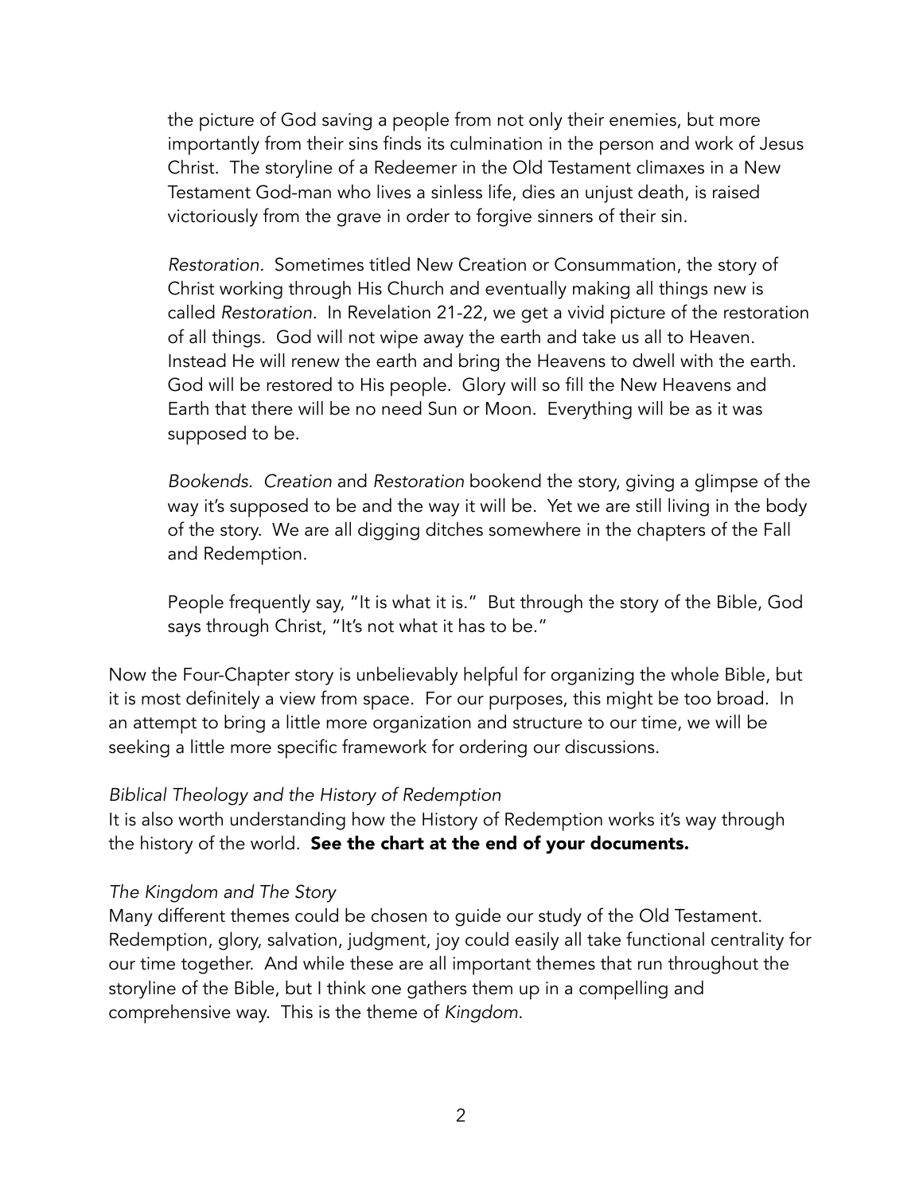the picture of God saving a people from not only their enemies, but more importantly from their sins finds its culmination in the person and work of Jesus Christ. The storyline of a Redeemer in the Old Testament climaxes in a New Testament God-man who lives a sinless life, dies an unjust death, is raised victoriously from the grave in order to forgive sinners of their sin.

*Restoration.* Sometimes titled New Creation or Consummation, the story of Christ working through His Church and eventually making all things new is called *Restoration.* In Revelation 21-22, we get a vivid picture of the restoration of all things. God will not wipe away the earth and take us all to Heaven. Instead He will renew the earth and bring the Heavens to dwell with the earth. God will be restored to His people. Glory will so fill the New Heavens and Earth that there will be no need Sun or Moon. Everything will be as it was supposed to be.

*Bookends. Creation* and *Restoration* bookend the story, giving a glimpse of the way it's supposed to be and the way it will be. Yet we are still living in the body of the story. We are all digging ditches somewhere in the chapters of the Fall and Redemption.

People frequently say, "It is what it is." But through the story of the Bible, God says through Christ, "It's not what it has to be."

Now the Four-Chapter story is unbelievably helpful for organizing the whole Bible, but it is most definitely a view from space. For our purposes, this might be too broad. In an attempt to bring a little more organization and structure to our time, we will be seeking a little more specific framework for ordering our discussions.

*Biblical Theology and the History of Redemption*

It is also worth understanding how the History of Redemption works it's way through the history of the world. **See the chart at the end of your documents.**

*The Kingdom and The Story*

Many different themes could be chosen to guide our study of the Old Testament. Redemption, glory, salvation, judgment, joy could easily all take functional centrality for our time together. And while these are all important themes that run throughout the storyline of the Bible, but I think one gathers them up in a compelling and comprehensive way. This is the theme of *Kingdom.*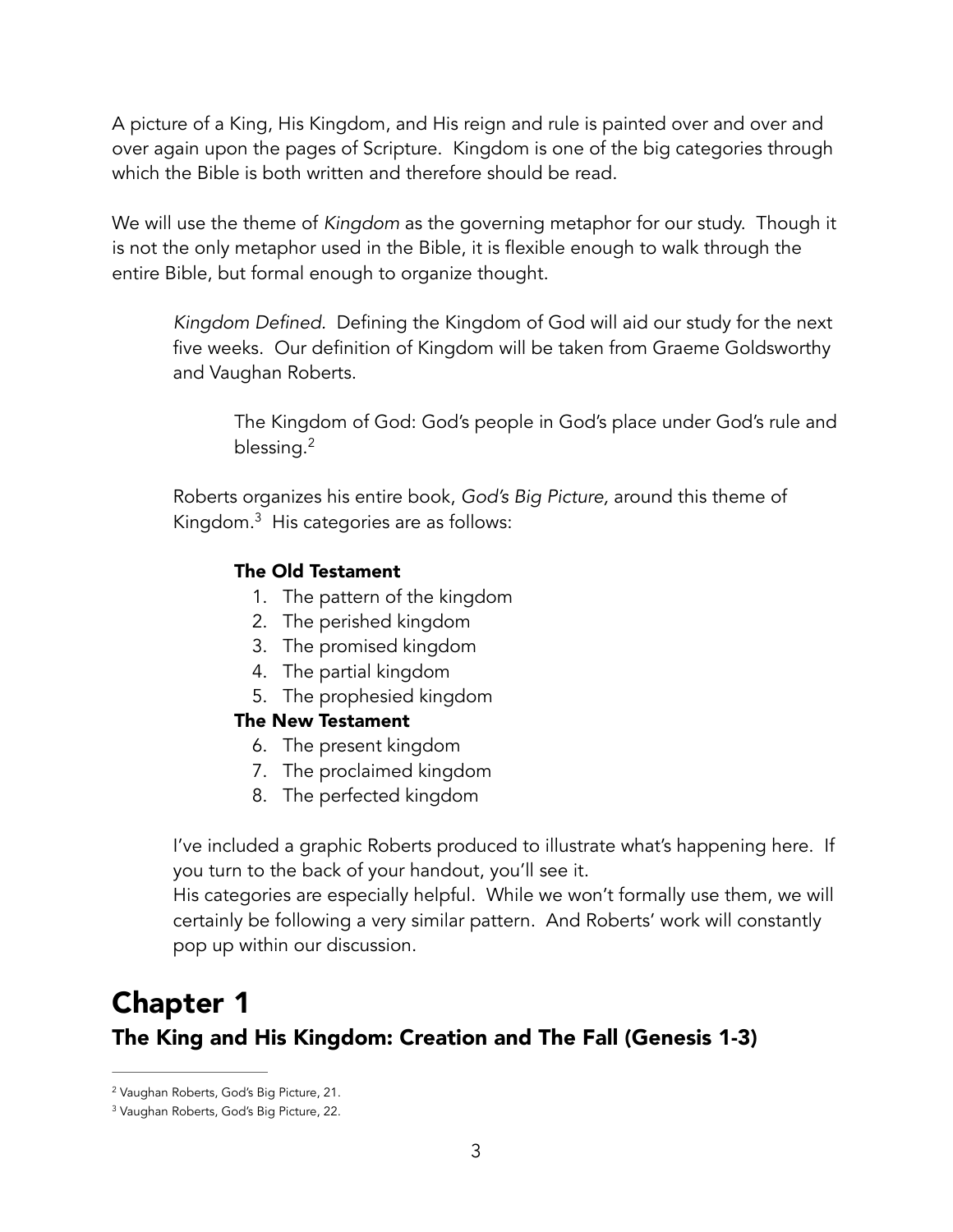A picture of a King, His Kingdom, and His reign and rule is painted over and over and over again upon the pages of Scripture. Kingdom is one of the big categories through which the Bible is both written and therefore should be read.

We will use the theme of *Kingdom* as the governing metaphor for our study. Though it is not the only metaphor used in the Bible, it is flexible enough to walk through the entire Bible, but formal enough to organize thought.

> *Kingdom Defined.* Defining the Kingdom of God will aid our study for the next five weeks. Our definition of Kingdom will be taken from Graeme Goldsworthy and Vaughan Roberts.
>
> > The Kingdom of God: God's people in God's place under God's rule and blessing.[2]
>
> Roberts organizes his entire book, *God's Big Picture,* around this theme of Kingdom.[3] His categories are as follows:
>
> **The Old Testament**
>
> 1. The pattern of the kingdom
> 2. The perished kingdom
> 3. The promised kingdom
> 4. The partial kingdom
> 5. The prophesied kingdom
>
> **The New Testament**
>
> 6. The present kingdom
> 7. The proclaimed kingdom
> 8. The perfected kingdom
>
> I've included a graphic Roberts produced to illustrate what's happening here. If you turn to the back of your handout, you'll see it.
> His categories are especially helpful. While we won't formally use them, we will certainly be following a very similar pattern. And Roberts' work will constantly pop up within our discussion.

# Chapter 1

## The King and His Kingdom: Creation and The Fall (Genesis 1-3)

---

[2] Vaughan Roberts, God's Big Picture, 21.

[3] Vaughan Roberts, God's Big Picture, 22.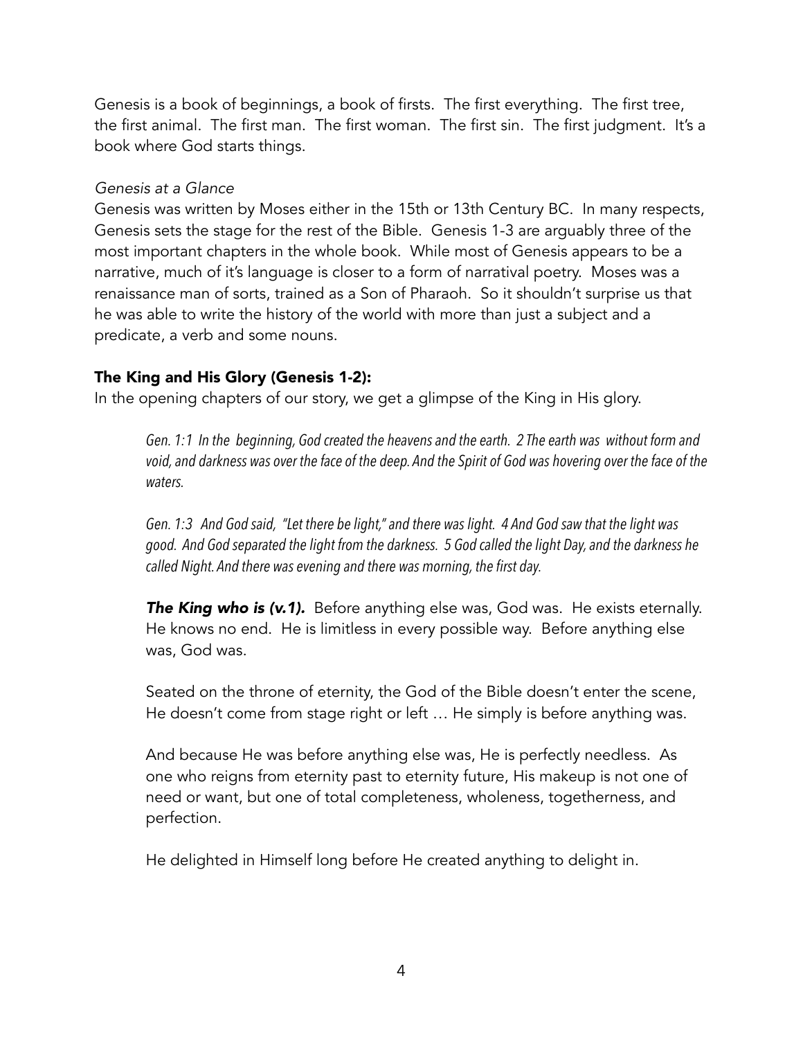Genesis is a book of beginnings, a book of firsts. The first everything. The first tree, the first animal. The first man. The first woman. The first sin. The first judgment. It's a book where God starts things.

*Genesis at a Glance*

Genesis was written by Moses either in the 15th or 13th Century BC. In many respects, Genesis sets the stage for the rest of the Bible. Genesis 1-3 are arguably three of the most important chapters in the whole book. While most of Genesis appears to be a narrative, much of it's language is closer to a form of narratival poetry. Moses was a renaissance man of sorts, trained as a Son of Pharaoh. So it shouldn't surprise us that he was able to write the history of the world with more than just a subject and a predicate, a verb and some nouns.

**The King and His Glory (Genesis 1-2):**

In the opening chapters of our story, we get a glimpse of the King in His glory.

> *Gen. 1:1 In the beginning, God created the heavens and the earth. 2 The earth was without form and void, and darkness was over the face of the deep. And the Spirit of God was hovering over the face of the waters.*
>
> *Gen. 1:3 And God said, "Let there be light," and there was light. 4 And God saw that the light was good. And God separated the light from the darkness. 5 God called the light Day, and the darkness he called Night. And there was evening and there was morning, the first day.*
>
> ***The King who is (v.1).*** Before anything else was, God was. He exists eternally. He knows no end. He is limitless in every possible way. Before anything else was, God was.
>
> Seated on the throne of eternity, the God of the Bible doesn't enter the scene, He doesn't come from stage right or left … He simply is before anything was.
>
> And because He was before anything else was, He is perfectly needless. As one who reigns from eternity past to eternity future, His makeup is not one of need or want, but one of total completeness, wholeness, togetherness, and perfection.
>
> He delighted in Himself long before He created anything to delight in.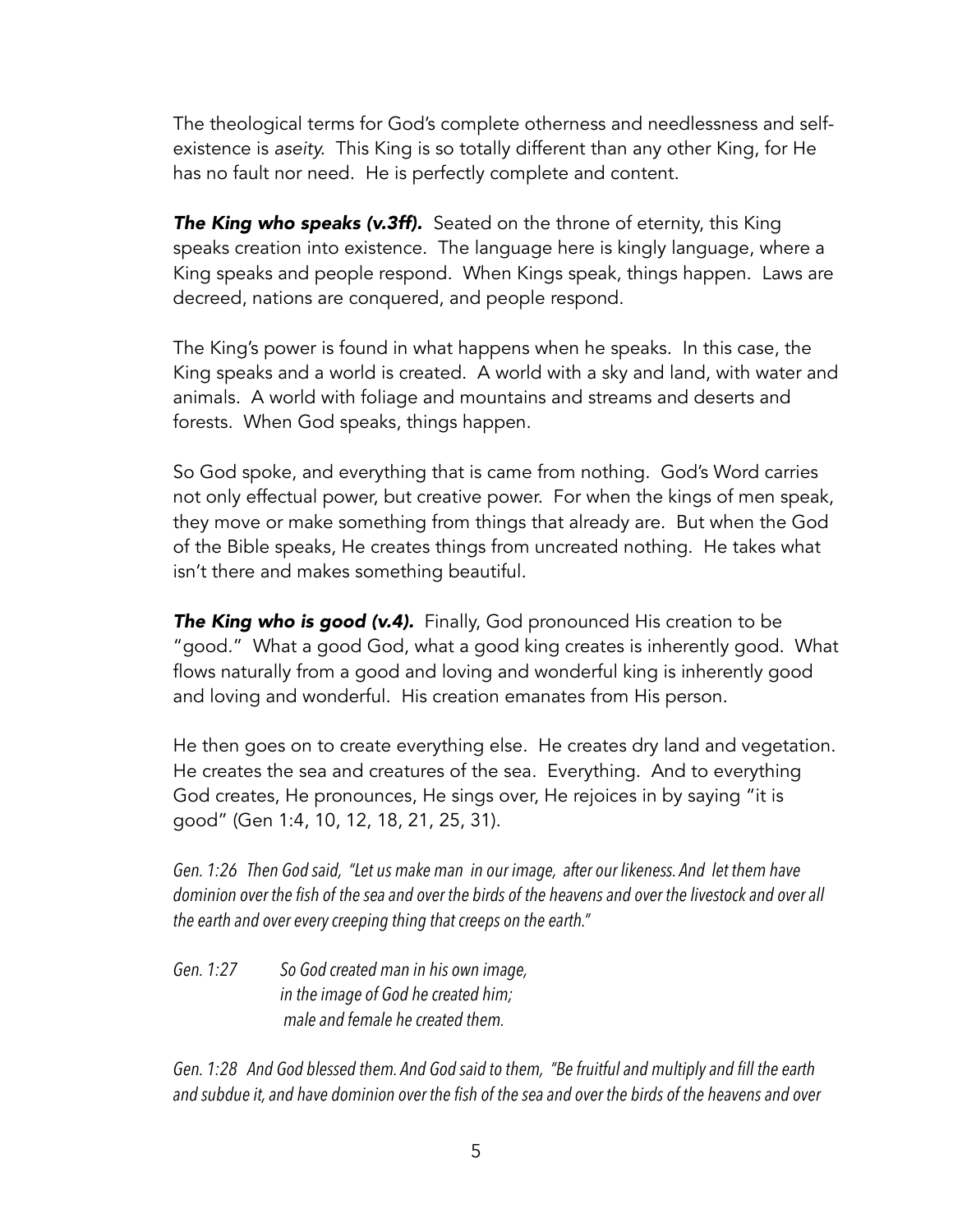The theological terms for God's complete otherness and needlessness and self-existence is *aseity*. This King is so totally different than any other King, for He has no fault nor need. He is perfectly complete and content.

***The King who speaks (v.3ff).*** Seated on the throne of eternity, this King speaks creation into existence. The language here is kingly language, where a King speaks and people respond. When Kings speak, things happen. Laws are decreed, nations are conquered, and people respond.

The King's power is found in what happens when he speaks. In this case, the King speaks and a world is created. A world with a sky and land, with water and animals. A world with foliage and mountains and streams and deserts and forests. When God speaks, things happen.

So God spoke, and everything that is came from nothing. God's Word carries not only effectual power, but creative power. For when the kings of men speak, they move or make something from things that already are. But when the God of the Bible speaks, He creates things from uncreated nothing. He takes what isn't there and makes something beautiful.

***The King who is good (v.4).*** Finally, God pronounced His creation to be "good." What a good God, what a good king creates is inherently good. What flows naturally from a good and loving and wonderful king is inherently good and loving and wonderful. His creation emanates from His person.

He then goes on to create everything else. He creates dry land and vegetation. He creates the sea and creatures of the sea. Everything. And to everything God creates, He pronounces, He sings over, He rejoices in by saying "it is good" (Gen 1:4, 10, 12, 18, 21, 25, 31).

*Gen. 1:26 Then God said, "Let us make man in our image, after our likeness. And let them have dominion over the fish of the sea and over the birds of the heavens and over the livestock and over all the earth and over every creeping thing that creeps on the earth."*

*Gen. 1:27 So God created man in his own image,*
*in the image of God he created him;*
*male and female he created them.*

*Gen. 1:28 And God blessed them. And God said to them, "Be fruitful and multiply and fill the earth and subdue it, and have dominion over the fish of the sea and over the birds of the heavens and over*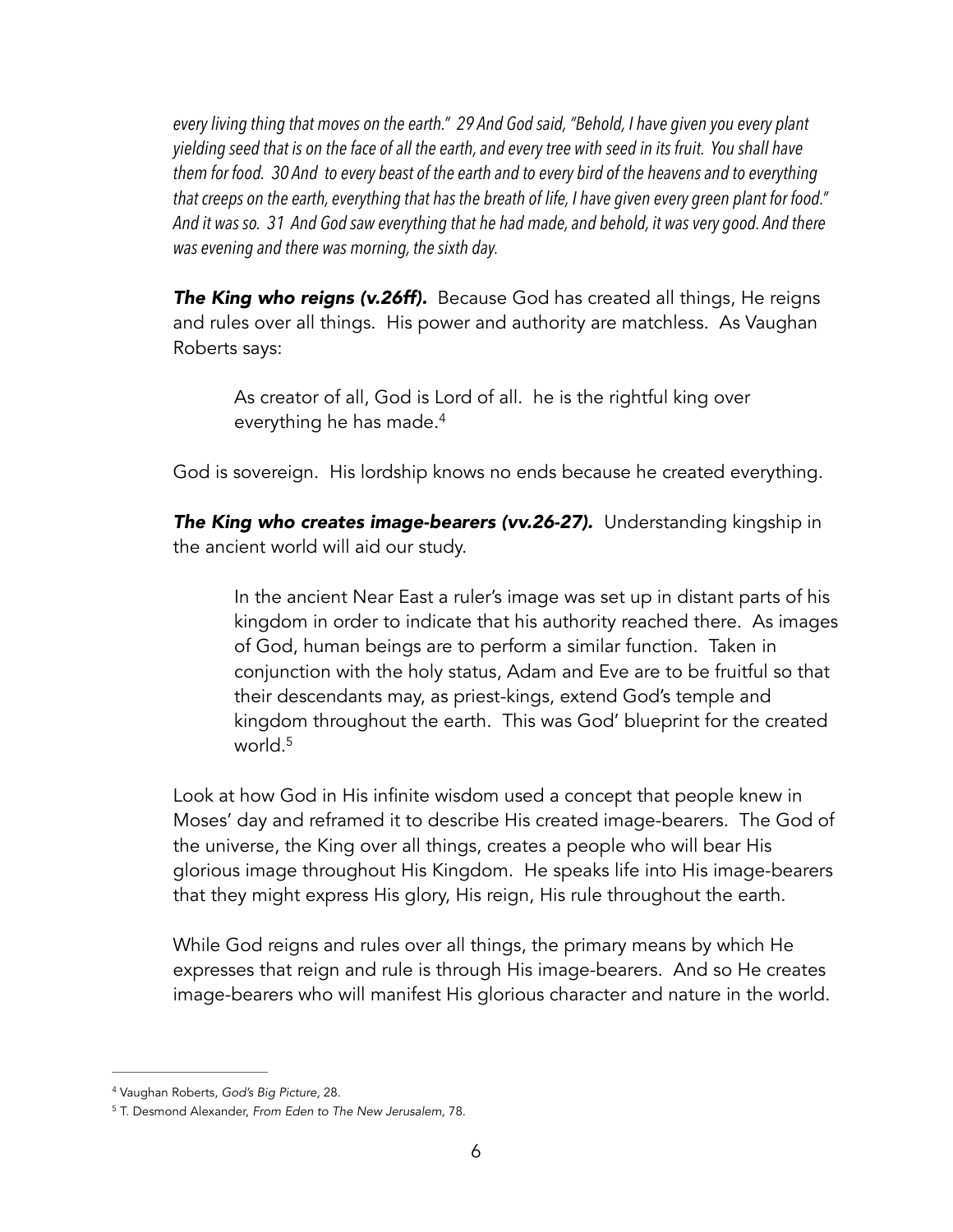*every living thing that moves on the earth." 29 And God said, "Behold, I have given you every plant yielding seed that is on the face of all the earth, and every tree with seed in its fruit. You shall have them for food. 30 And to every beast of the earth and to every bird of the heavens and to everything that creeps on the earth, everything that has the breath of life, I have given every green plant for food." And it was so. 31 And God saw everything that he had made, and behold, it was very good. And there was evening and there was morning, the sixth day.*

***The King who reigns (v.26ff).*** Because God has created all things, He reigns and rules over all things. His power and authority are matchless. As Vaughan Roberts says:

> As creator of all, God is Lord of all. he is the rightful king over everything he has made.[4]

God is sovereign. His lordship knows no ends because he created everything.

***The King who creates image-bearers (vv.26-27).*** Understanding kingship in the ancient world will aid our study.

> In the ancient Near East a ruler's image was set up in distant parts of his kingdom in order to indicate that his authority reached there. As images of God, human beings are to perform a similar function. Taken in conjunction with the holy status, Adam and Eve are to be fruitful so that their descendants may, as priest-kings, extend God's temple and kingdom throughout the earth. This was God' blueprint for the created world.[5]

Look at how God in His infinite wisdom used a concept that people knew in Moses' day and reframed it to describe His created image-bearers. The God of the universe, the King over all things, creates a people who will bear His glorious image throughout His Kingdom. He speaks life into His image-bearers that they might express His glory, His reign, His rule throughout the earth.

While God reigns and rules over all things, the primary means by which He expresses that reign and rule is through His image-bearers. And so He creates image-bearers who will manifest His glorious character and nature in the world.

---

[4] Vaughan Roberts, *God's Big Picture*, 28.

[5] T. Desmond Alexander, *From Eden to The New Jerusalem*, 78.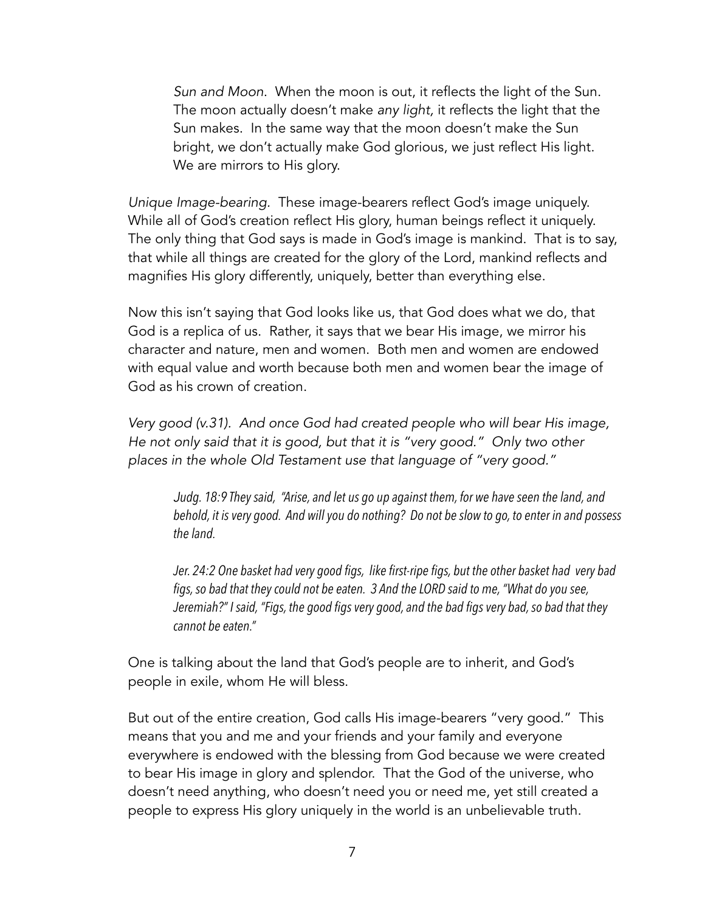> *Sun and Moon.* When the moon is out, it reflects the light of the Sun. The moon actually doesn't make *any light,* it reflects the light that the Sun makes. In the same way that the moon doesn't make the Sun bright, we don't actually make God glorious, we just reflect His light. We are mirrors to His glory.

*Unique Image-bearing.* These image-bearers reflect God's image uniquely. While all of God's creation reflect His glory, human beings reflect it uniquely. The only thing that God says is made in God's image is mankind. That is to say, that while all things are created for the glory of the Lord, mankind reflects and magnifies His glory differently, uniquely, better than everything else.

Now this isn't saying that God looks like us, that God does what we do, that God is a replica of us. Rather, it says that we bear His image, we mirror his character and nature, men and women. Both men and women are endowed with equal value and worth because both men and women bear the image of God as his crown of creation.

*Very good (v.31). And once God had created people who will bear His image, He not only said that it is good, but that it is "very good." Only two other places in the whole Old Testament use that language of "very good."*

> *Judg. 18:9 They said, "Arise, and let us go up against them, for we have seen the land, and behold, it is very good. And will you do nothing? Do not be slow to go, to enter in and possess the land.*
>
> *Jer. 24:2 One basket had very good figs, like first-ripe figs, but the other basket had very bad figs, so bad that they could not be eaten. 3 And the LORD said to me, "What do you see, Jeremiah?" I said, "Figs, the good figs very good, and the bad figs very bad, so bad that they cannot be eaten."*

One is talking about the land that God's people are to inherit, and God's people in exile, whom He will bless.

But out of the entire creation, God calls His image-bearers "very good." This means that you and me and your friends and your family and everyone everywhere is endowed with the blessing from God because we were created to bear His image in glory and splendor. That the God of the universe, who doesn't need anything, who doesn't need you or need me, yet still created a people to express His glory uniquely in the world is an unbelievable truth.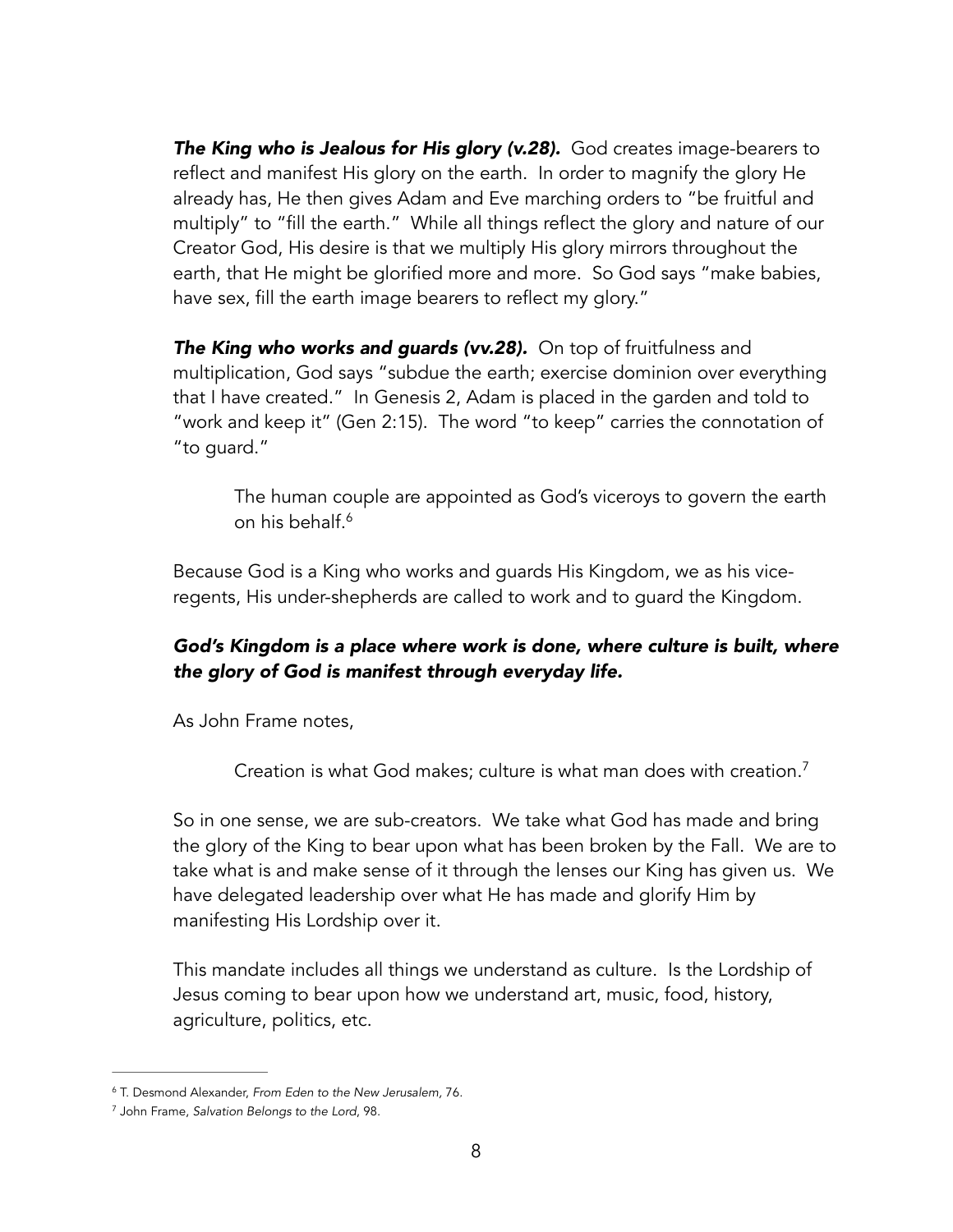***The King who is Jealous for His glory (v.28).*** God creates image-bearers to reflect and manifest His glory on the earth. In order to magnify the glory He already has, He then gives Adam and Eve marching orders to "be fruitful and multiply" to "fill the earth." While all things reflect the glory and nature of our Creator God, His desire is that we multiply His glory mirrors throughout the earth, that He might be glorified more and more. So God says "make babies, have sex, fill the earth image bearers to reflect my glory."

***The King who works and guards (vv.28).*** On top of fruitfulness and multiplication, God says "subdue the earth; exercise dominion over everything that I have created." In Genesis 2, Adam is placed in the garden and told to "work and keep it" (Gen 2:15). The word "to keep" carries the connotation of "to guard."

> The human couple are appointed as God's viceroys to govern the earth on his behalf.[6]

Because God is a King who works and guards His Kingdom, we as his vice-regents, His under-shepherds are called to work and to guard the Kingdom.

***God's Kingdom is a place where work is done, where culture is built, where the glory of God is manifest through everyday life.***

As John Frame notes,

> Creation is what God makes; culture is what man does with creation.[7]

So in one sense, we are sub-creators. We take what God has made and bring the glory of the King to bear upon what has been broken by the Fall. We are to take what is and make sense of it through the lenses our King has given us. We have delegated leadership over what He has made and glorify Him by manifesting His Lordship over it.

This mandate includes all things we understand as culture. Is the Lordship of Jesus coming to bear upon how we understand art, music, food, history, agriculture, politics, etc.

---

[6] T. Desmond Alexander, *From Eden to the New Jerusalem*, 76.

[7] John Frame, *Salvation Belongs to the Lord*, 98.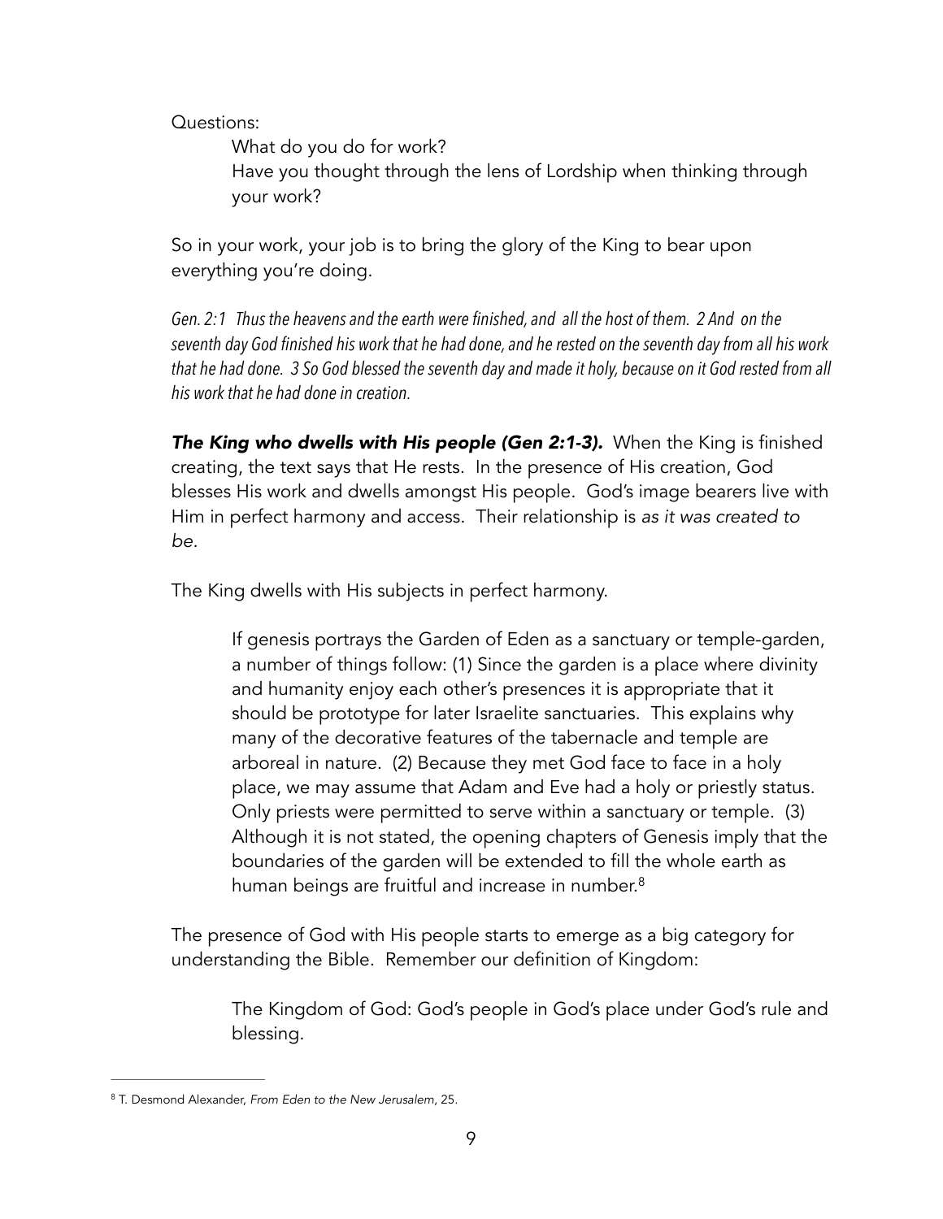Questions:

> What do you do for work?
> Have you thought through the lens of Lordship when thinking through your work?

So in your work, your job is to bring the glory of the King to bear upon everything you're doing.

*Gen. 2:1 Thus the heavens and the earth were finished, and all the host of them. 2 And on the seventh day God finished his work that he had done, and he rested on the seventh day from all his work that he had done. 3 So God blessed the seventh day and made it holy, because on it God rested from all his work that he had done in creation.*

***The King who dwells with His people (Gen 2:1-3).*** When the King is finished creating, the text says that He rests. In the presence of His creation, God blesses His work and dwells amongst His people. God's image bearers live with Him in perfect harmony and access. Their relationship is *as it was created to be.*

The King dwells with His subjects in perfect harmony.

> If genesis portrays the Garden of Eden as a sanctuary or temple-garden, a number of things follow: (1) Since the garden is a place where divinity and humanity enjoy each other's presences it is appropriate that it should be prototype for later Israelite sanctuaries. This explains why many of the decorative features of the tabernacle and temple are arboreal in nature. (2) Because they met God face to face in a holy place, we may assume that Adam and Eve had a holy or priestly status. Only priests were permitted to serve within a sanctuary or temple. (3) Although it is not stated, the opening chapters of Genesis imply that the boundaries of the garden will be extended to fill the whole earth as human beings are fruitful and increase in number.[8]

The presence of God with His people starts to emerge as a big category for understanding the Bible. Remember our definition of Kingdom:

> The Kingdom of God: God's people in God's place under God's rule and blessing.

---

[8] T. Desmond Alexander, *From Eden to the New Jerusalem*, 25.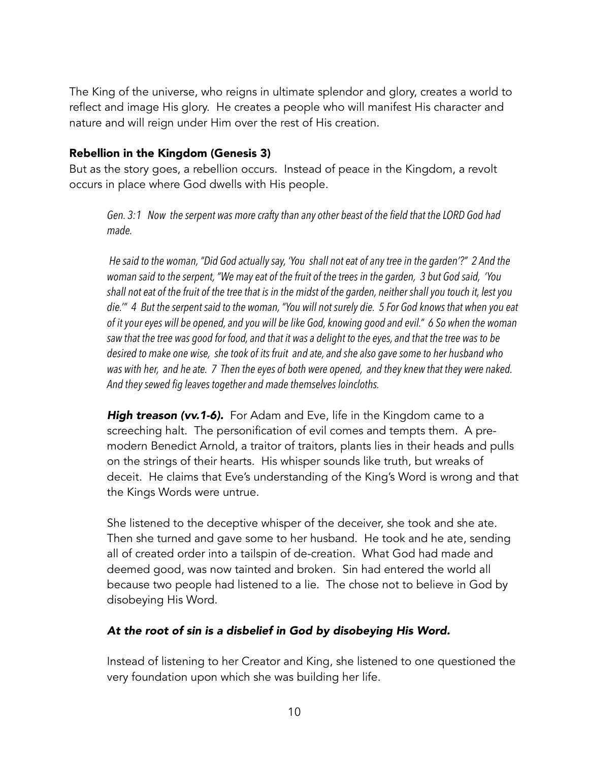The King of the universe, who reigns in ultimate splendor and glory, creates a world to reflect and image His glory. He creates a people who will manifest His character and nature and will reign under Him over the rest of His creation.

**Rebellion in the Kingdom (Genesis 3)**

But as the story goes, a rebellion occurs. Instead of peace in the Kingdom, a revolt occurs in place where God dwells with His people.

> *Gen. 3:1 Now the serpent was more crafty than any other beast of the field that the LORD God had made.*
>
> *He said to the woman, "Did God actually say, 'You shall not eat of any tree in the garden'?" 2 And the woman said to the serpent, "We may eat of the fruit of the trees in the garden, 3 but God said, 'You shall not eat of the fruit of the tree that is in the midst of the garden, neither shall you touch it, lest you die.'" 4 But the serpent said to the woman, "You will not surely die. 5 For God knows that when you eat of it your eyes will be opened, and you will be like God, knowing good and evil." 6 So when the woman saw that the tree was good for food, and that it was a delight to the eyes, and that the tree was to be desired to make one wise, she took of its fruit and ate, and she also gave some to her husband who was with her, and he ate. 7 Then the eyes of both were opened, and they knew that they were naked. And they sewed fig leaves together and made themselves loincloths.*

***High treason (vv.1-6).*** For Adam and Eve, life in the Kingdom came to a screeching halt. The personification of evil comes and tempts them. A pre-modern Benedict Arnold, a traitor of traitors, plants lies in their heads and pulls on the strings of their hearts. His whisper sounds like truth, but wreaks of deceit. He claims that Eve's understanding of the King's Word is wrong and that the Kings Words were untrue.

She listened to the deceptive whisper of the deceiver, she took and she ate. Then she turned and gave some to her husband. He took and he ate, sending all of created order into a tailspin of de-creation. What God had made and deemed good, was now tainted and broken. Sin had entered the world all because two people had listened to a lie. The chose not to believe in God by disobeying His Word.

***At the root of sin is a disbelief in God by disobeying His Word.***

Instead of listening to her Creator and King, she listened to one questioned the very foundation upon which she was building her life.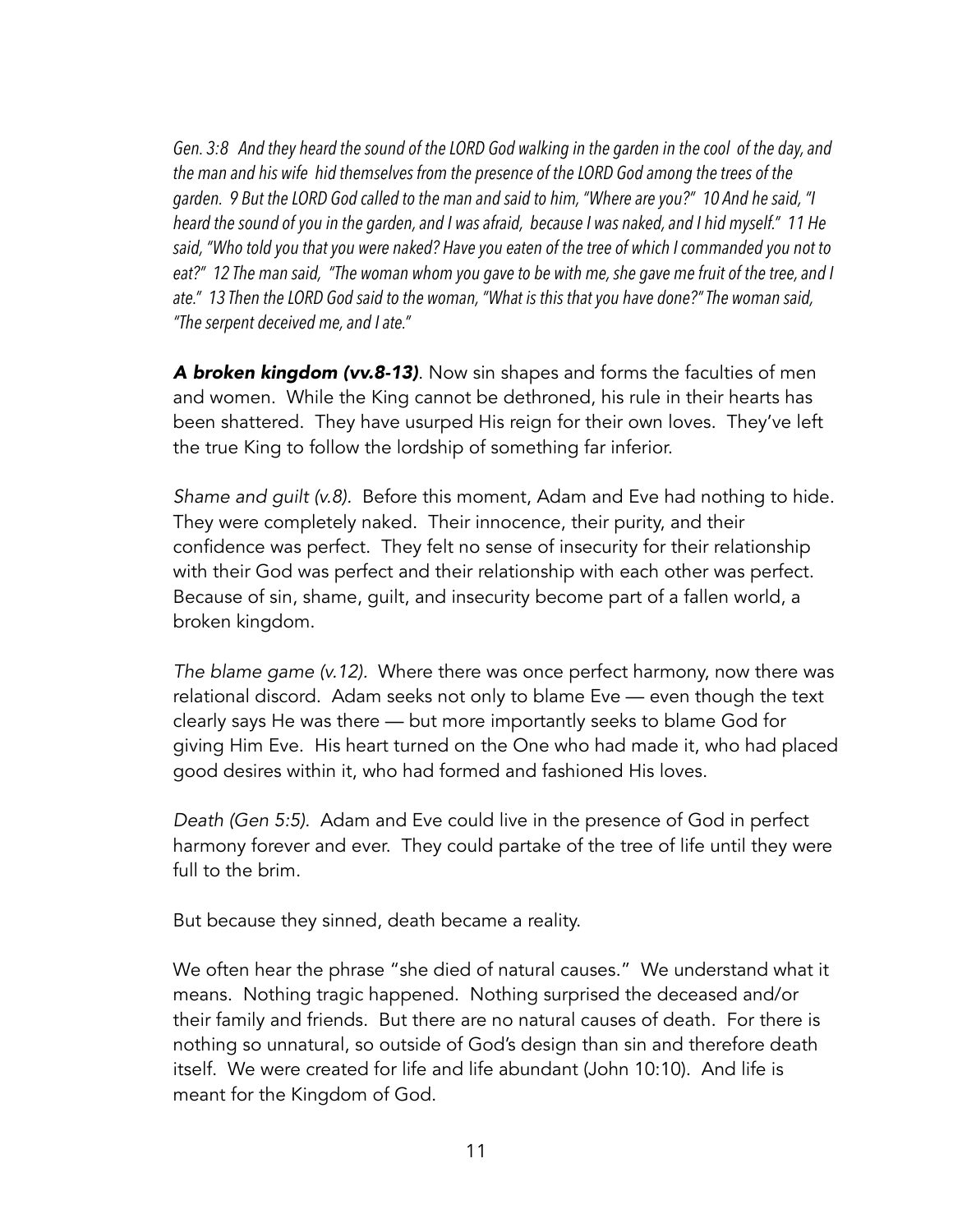*Gen. 3:8 And they heard the sound of the LORD God walking in the garden in the cool of the day, and the man and his wife hid themselves from the presence of the LORD God among the trees of the garden. 9 But the LORD God called to the man and said to him, "Where are you?" 10 And he said, "I heard the sound of you in the garden, and I was afraid, because I was naked, and I hid myself." 11 He said, "Who told you that you were naked? Have you eaten of the tree of which I commanded you not to eat?" 12 The man said, "The woman whom you gave to be with me, she gave me fruit of the tree, and I ate." 13 Then the LORD God said to the woman, "What is this that you have done?" The woman said, "The serpent deceived me, and I ate."*

***A broken kingdom (vv.8-13)***. Now sin shapes and forms the faculties of men and women. While the King cannot be dethroned, his rule in their hearts has been shattered. They have usurped His reign for their own loves. They've left the true King to follow the lordship of something far inferior.

*Shame and guilt (v.8)*. Before this moment, Adam and Eve had nothing to hide. They were completely naked. Their innocence, their purity, and their confidence was perfect. They felt no sense of insecurity for their relationship with their God was perfect and their relationship with each other was perfect. Because of sin, shame, guilt, and insecurity become part of a fallen world, a broken kingdom.

*The blame game (v.12).* Where there was once perfect harmony, now there was relational discord. Adam seeks not only to blame Eve — even though the text clearly says He was there — but more importantly seeks to blame God for giving Him Eve. His heart turned on the One who had made it, who had placed good desires within it, who had formed and fashioned His loves.

*Death (Gen 5:5).* Adam and Eve could live in the presence of God in perfect harmony forever and ever. They could partake of the tree of life until they were full to the brim.

But because they sinned, death became a reality.

We often hear the phrase "she died of natural causes." We understand what it means. Nothing tragic happened. Nothing surprised the deceased and/or their family and friends. But there are no natural causes of death. For there is nothing so unnatural, so outside of God's design than sin and therefore death itself. We were created for life and life abundant (John 10:10). And life is meant for the Kingdom of God.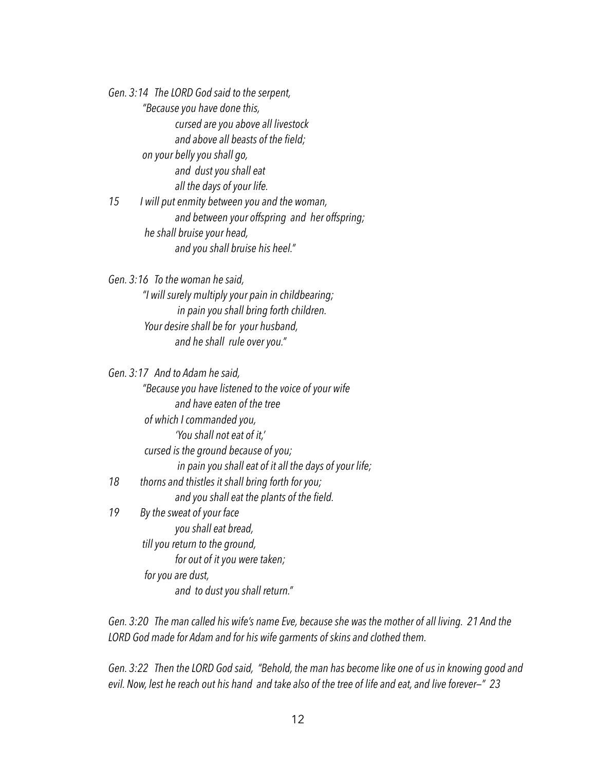*Gen. 3:14 The LORD God said to the serpent,*
*"Because you have done this,*
*cursed are you above all livestock*
*and above all beasts of the field;*
*on your belly you shall go,*
*and dust you shall eat*
*all the days of your life.*
*15 I will put enmity between you and the woman,*
*and between your offspring and her offspring;*
*he shall bruise your head,*
*and you shall bruise his heel."*

*Gen. 3:16 To the woman he said,*
*"I will surely multiply your pain in childbearing;*
*in pain you shall bring forth children.*
*Your desire shall be for your husband,*
*and he shall rule over you."*

*Gen. 3:17 And to Adam he said,*
*"Because you have listened to the voice of your wife*
*and have eaten of the tree*
*of which I commanded you,*
*'You shall not eat of it,'*
*cursed is the ground because of you;*
*in pain you shall eat of it all the days of your life;*
*18 thorns and thistles it shall bring forth for you;*
*and you shall eat the plants of the field.*
*19 By the sweat of your face*
*you shall eat bread,*
*till you return to the ground,*
*for out of it you were taken;*
*for you are dust,*
*and to dust you shall return."*

*Gen. 3:20 The man called his wife's name Eve, because she was the mother of all living. 21 And the LORD God made for Adam and for his wife garments of skins and clothed them.*

*Gen. 3:22 Then the LORD God said, "Behold, the man has become like one of us in knowing good and evil. Now, lest he reach out his hand and take also of the tree of life and eat, and live forever—" 23*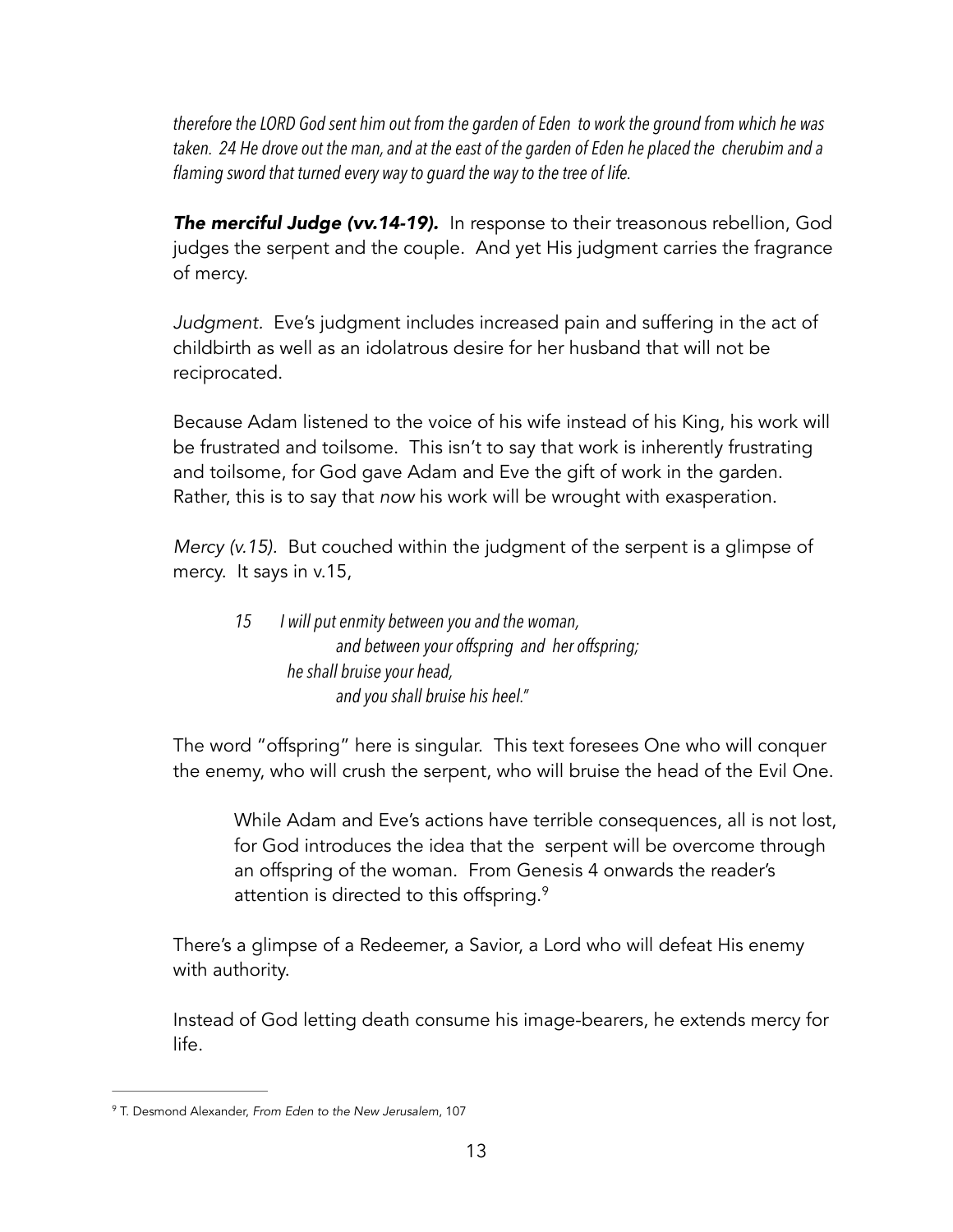*therefore the LORD God sent him out from the garden of Eden to work the ground from which he was taken. 24 He drove out the man, and at the east of the garden of Eden he placed the cherubim and a flaming sword that turned every way to guard the way to the tree of life.*

***The merciful Judge (vv.14-19).*** In response to their treasonous rebellion, God judges the serpent and the couple. And yet His judgment carries the fragrance of mercy.

*Judgment.* Eve's judgment includes increased pain and suffering in the act of childbirth as well as an idolatrous desire for her husband that will not be reciprocated.

Because Adam listened to the voice of his wife instead of his King, his work will be frustrated and toilsome. This isn't to say that work is inherently frustrating and toilsome, for God gave Adam and Eve the gift of work in the garden. Rather, this is to say that *now* his work will be wrought with exasperation.

*Mercy (v.15).* But couched within the judgment of the serpent is a glimpse of mercy. It says in v.15,

> *15 I will put enmity between you and the woman,*
> *and between your offspring and her offspring;*
> *he shall bruise your head,*
> *and you shall bruise his heel."*

The word "offspring" here is singular. This text foresees One who will conquer the enemy, who will crush the serpent, who will bruise the head of the Evil One.

> While Adam and Eve's actions have terrible consequences, all is not lost, for God introduces the idea that the serpent will be overcome through an offspring of the woman. From Genesis 4 onwards the reader's attention is directed to this offspring.[9]

There's a glimpse of a Redeemer, a Savior, a Lord who will defeat His enemy with authority.

Instead of God letting death consume his image-bearers, he extends mercy for life.

---

[9] T. Desmond Alexander, *From Eden to the New Jerusalem*, 107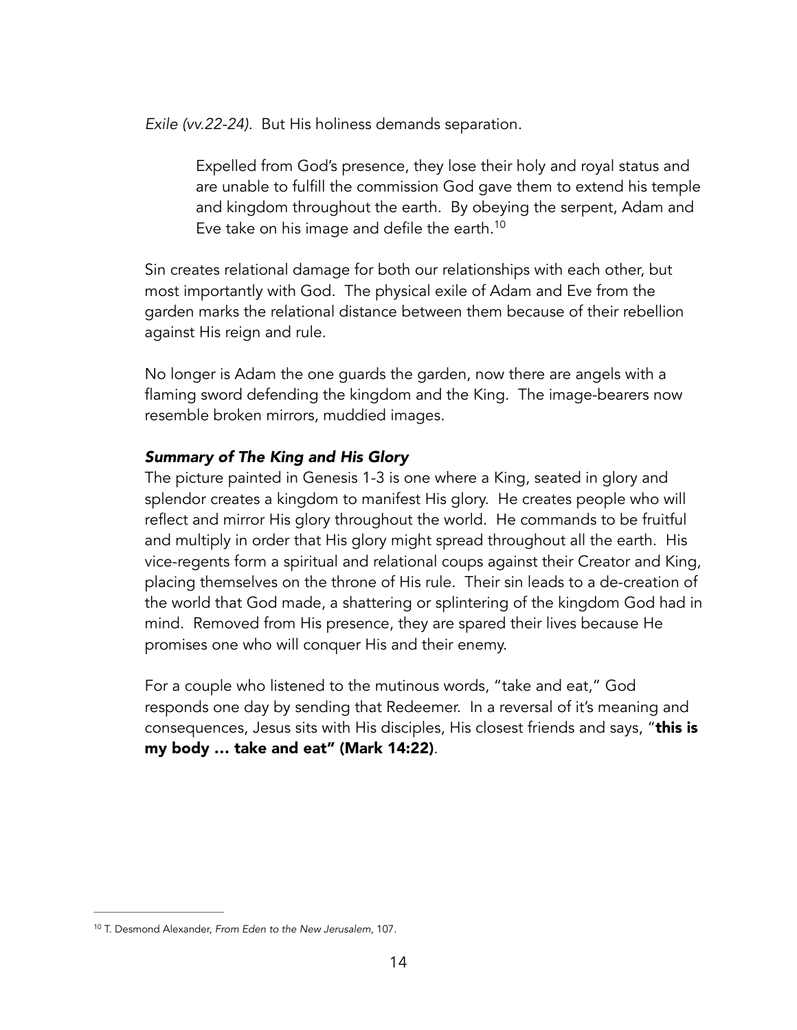*Exile (vv.22-24).* But His holiness demands separation.

> Expelled from God's presence, they lose their holy and royal status and are unable to fulfill the commission God gave them to extend his temple and kingdom throughout the earth. By obeying the serpent, Adam and Eve take on his image and defile the earth.[10]

Sin creates relational damage for both our relationships with each other, but most importantly with God. The physical exile of Adam and Eve from the garden marks the relational distance between them because of their rebellion against His reign and rule.

No longer is Adam the one guards the garden, now there are angels with a flaming sword defending the kingdom and the King. The image-bearers now resemble broken mirrors, muddied images.

### *Summary of The King and His Glory*

The picture painted in Genesis 1-3 is one where a King, seated in glory and splendor creates a kingdom to manifest His glory. He creates people who will reflect and mirror His glory throughout the world. He commands to be fruitful and multiply in order that His glory might spread throughout all the earth. His vice-regents form a spiritual and relational coups against their Creator and King, placing themselves on the throne of His rule. Their sin leads to a de-creation of the world that God made, a shattering or splintering of the kingdom God had in mind. Removed from His presence, they are spared their lives because He promises one who will conquer His and their enemy.

For a couple who listened to the mutinous words, "take and eat," God responds one day by sending that Redeemer. In a reversal of it's meaning and consequences, Jesus sits with His disciples, His closest friends and says, "**this is my body … take and eat" (Mark 14:22)**.

---

[10] T. Desmond Alexander, *From Eden to the New Jerusalem*, 107.